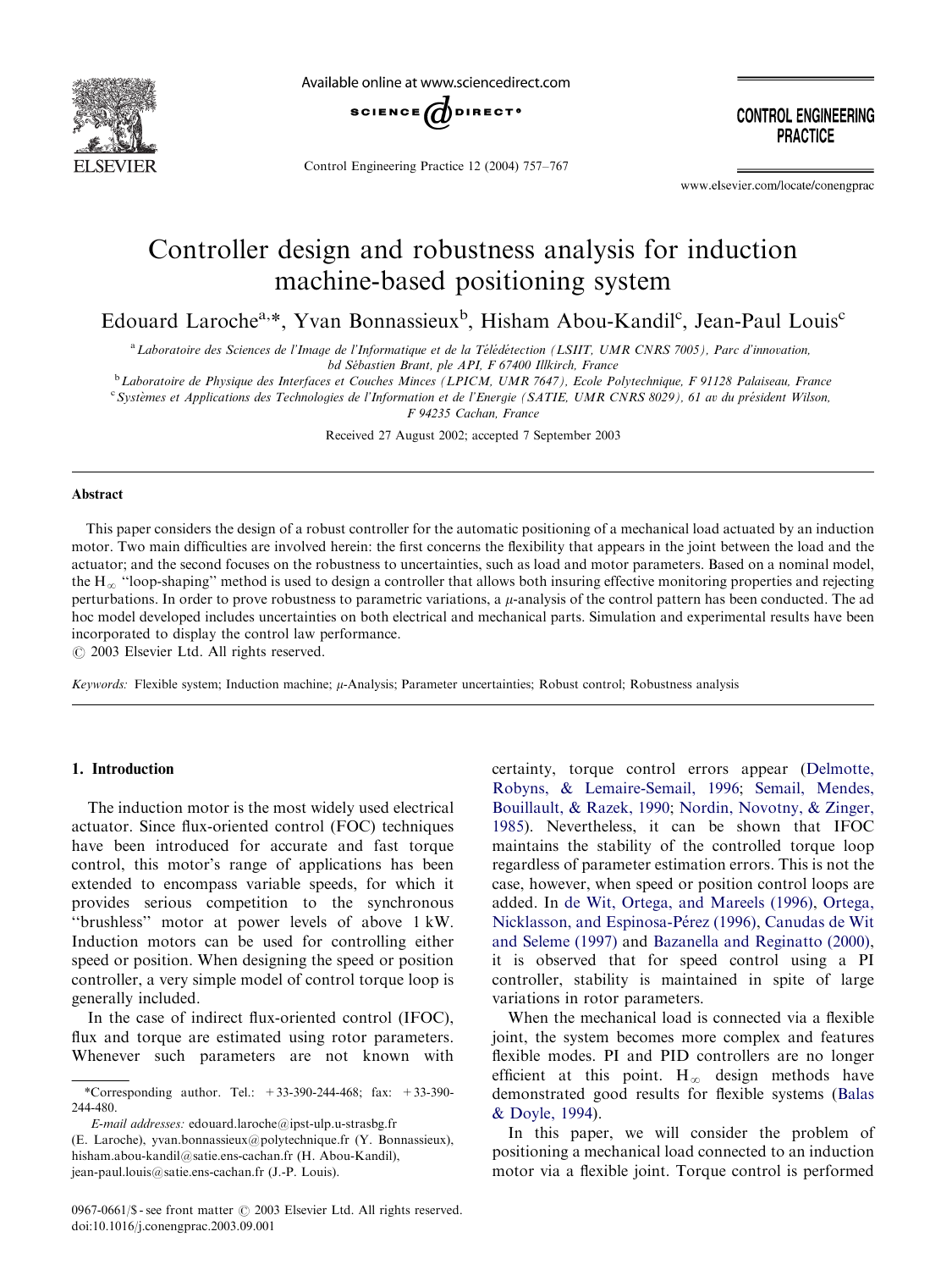# Controller design and robustness analysis for induction machine-based positioning system

Edouard Laroche[a,*], Yvan Bonnassieux[b], Hisham Abou-Kandil[c], Jean-Paul Louis[c]

[a] Laboratoire des Sciences de l'Image de l'Informatique et de la Télédétection (LSIIT, UMR CNRS 7005), Parc d'innovation, bd Sébastien Brant, ple API, F 67400 Illkirch, France

[b] Laboratoire de Physique des Interfaces et Couches Minces (LPICM, UMR 7647), Ecole Polytechnique, F 91128 Palaiseau, France

[c] Systèmes et Applications des Technologies de l'Information et de l'Energie (SATIE, UMR CNRS 8029), 61 av du président Wilson, F 94235 Cachan, France

Received 27 August 2002; accepted 7 September 2003

## Abstract

This paper considers the design of a robust controller for the automatic positioning of a mechanical load actuated by an induction motor. Two main difficulties are involved herein: the first concerns the flexibility that appears in the joint between the load and the actuator; and the second focuses on the robustness to uncertainties, such as load and motor parameters. Based on a nominal model, the $H_\infty$ "loop-shaping" method is used to design a controller that allows both insuring effective monitoring properties and rejecting perturbations. In order to prove robustness to parametric variations, a $\mu$-analysis of the control pattern has been conducted. The ad hoc model developed includes uncertainties on both electrical and mechanical parts. Simulation and experimental results have been incorporated to display the control law performance.

© 2003 Elsevier Ltd. All rights reserved.

*Keywords:* Flexible system; Induction machine; $\mu$-Analysis; Parameter uncertainties; Robust control; Robustness analysis

## 1. Introduction

The induction motor is the most widely used electrical actuator. Since flux-oriented control (FOC) techniques have been introduced for accurate and fast torque control, this motor's range of applications has been extended to encompass variable speeds, for which it provides serious competition to the synchronous "brushless" motor at power levels of above 1 kW. Induction motors can be used for controlling either speed or position. When designing the speed or position controller, a very simple model of control torque loop is generally included.

In the case of indirect flux-oriented control (IFOC), flux and torque are estimated using rotor parameters. Whenever such parameters are not known with certainty, torque control errors appear (Delmotte, Robyns, & Lemaire-Semail, 1996; Semail, Mendes, Bouillault, & Razek, 1990; Nordin, Novotny, & Zinger, 1985). Nevertheless, it can be shown that IFOC maintains the stability of the controlled torque loop regardless of parameter estimation errors. This is not the case, however, when speed or position control loops are added. In de Wit, Ortega, and Mareels (1996), Ortega, Nicklasson, and Espinosa-Pérez (1996), Canudas de Wit and Seleme (1997) and Bazanella and Reginatto (2000), it is observed that for speed control using a PI controller, stability is maintained in spite of large variations in rotor parameters.

When the mechanical load is connected via a flexible joint, the system becomes more complex and features flexible modes. PI and PID controllers are no longer efficient at this point. $H_\infty$ design methods have demonstrated good results for flexible systems (Balas & Doyle, 1994).

In this paper, we will consider the problem of positioning a mechanical load connected to an induction motor via a flexible joint. Torque control is performed

*Corresponding author. Tel.: +33-390-244-468; fax: +33-390-244-480.

*E-mail addresses:* edouard.laroche@ipst-ulp.u-strasbg.fr (E. Laroche), yvan.bonnassieux@polytechnique.fr (Y. Bonnassieux), hisham.abou-kandil@satie.ens-cachan.fr (H. Abou-Kandil), jean-paul.louis@satie.ens-cachan.fr (J.-P. Louis).

0967-0661/$ - see front matter © 2003 Elsevier Ltd. All rights reserved.
doi:10.1016/j.conengprac.2003.09.001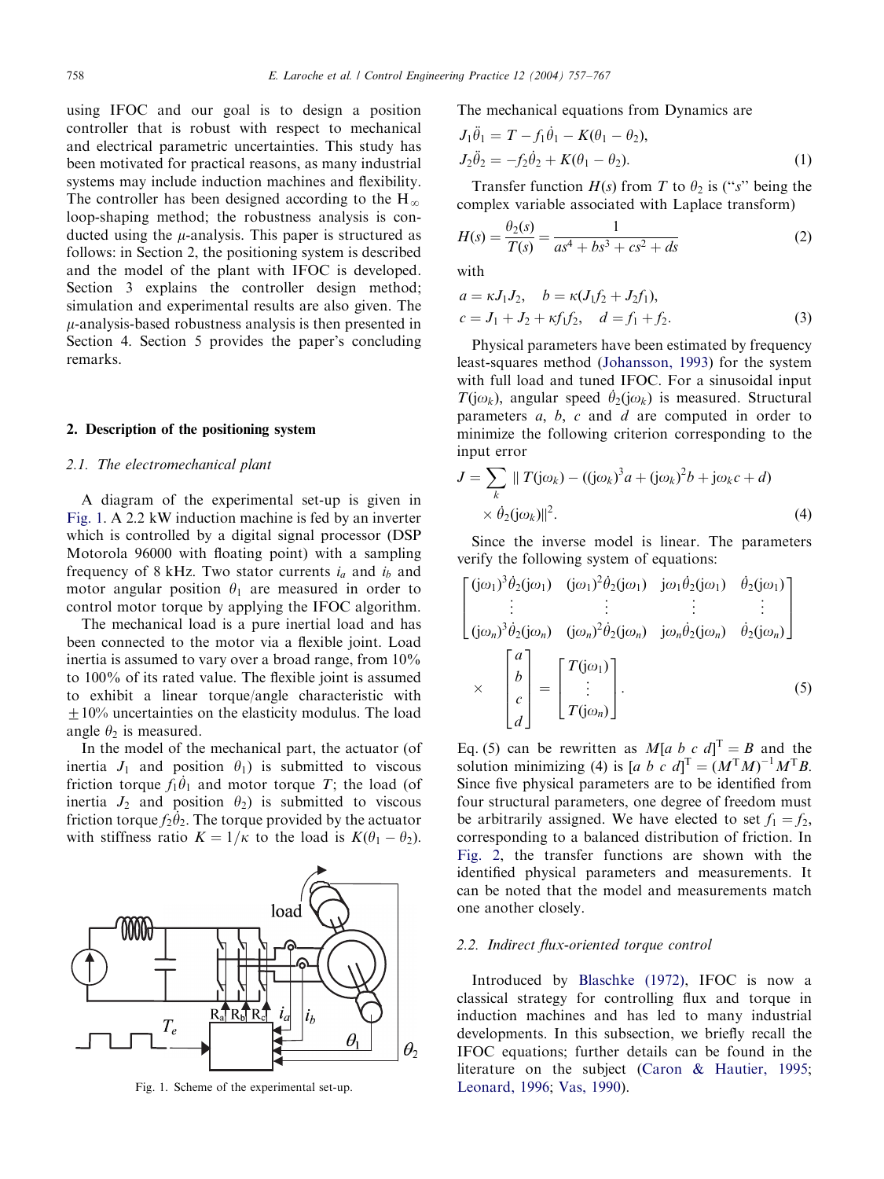using IFOC and our goal is to design a position controller that is robust with respect to mechanical and electrical parametric uncertainties. This study has been motivated for practical reasons, as many industrial systems may include induction machines and flexibility. The controller has been designed according to the $H_\infty$ loop-shaping method; the robustness analysis is conducted using the $\mu$-analysis. This paper is structured as follows: in Section 2, the positioning system is described and the model of the plant with IFOC is developed. Section 3 explains the controller design method; simulation and experimental results are also given. The $\mu$-analysis-based robustness analysis is then presented in Section 4. Section 5 provides the paper's concluding remarks.

## 2. Description of the positioning system

### 2.1. The electromechanical plant

A diagram of the experimental set-up is given in Fig. 1. A 2.2 kW induction machine is fed by an inverter which is controlled by a digital signal processor (DSP Motorola 96000 with floating point) with a sampling frequency of 8 kHz. Two stator currents $i_a$ and $i_b$ and motor angular position $\theta_1$ are measured in order to control motor torque by applying the IFOC algorithm.

The mechanical load is a pure inertial load and has been connected to the motor via a flexible joint. Load inertia is assumed to vary over a broad range, from 10% to 100% of its rated value. The flexible joint is assumed to exhibit a linear torque/angle characteristic with $\pm 10\%$ uncertainties on the elasticity modulus. The load angle $\theta_2$ is measured.

In the model of the mechanical part, the actuator (of inertia $J_1$ and position $\theta_1$) is submitted to viscous friction torque $f_1\dot{\theta}_1$ and motor torque $T$; the load (of inertia $J_2$ and position $\theta_2$) is submitted to viscous friction torque $f_2\dot{\theta}_2$. The torque provided by the actuator with stiffness ratio $K = 1/\kappa$ to the load is $K(\theta_1 - \theta_2)$.

Fig. 1. Scheme of the experimental set-up.

The mechanical equations from Dynamics are

$$J_1\ddot{\theta}_1 = T - f_1\dot{\theta}_1 - K(\theta_1 - \theta_2),$$
$$J_2\ddot{\theta}_2 = -f_2\dot{\theta}_2 + K(\theta_1 - \theta_2). \tag{1}$$

Transfer function $H(s)$ from $T$ to $\theta_2$ is ("$s$" being the complex variable associated with Laplace transform)

$$H(s) = \frac{\theta_2(s)}{T(s)} = \frac{1}{as^4 + bs^3 + cs^2 + ds} \tag{2}$$

with

$$a = \kappa J_1 J_2, \quad b = \kappa(J_1 f_2 + J_2 f_1),$$
$$c = J_1 + J_2 + \kappa f_1 f_2, \quad d = f_1 + f_2. \tag{3}$$

Physical parameters have been estimated by frequency least-squares method (Johansson, 1993) for the system with full load and tuned IFOC. For a sinusoidal input $T(j\omega_k)$, angular speed $\dot{\theta}_2(j\omega_k)$ is measured. Structural parameters $a$, $b$, $c$ and $d$ are computed in order to minimize the following criterion corresponding to the input error

$$J = \sum_k \| T(j\omega_k) - ((j\omega_k)^3 a + (j\omega_k)^2 b + j\omega_k c + d) \times \dot{\theta}_2(j\omega_k)\|^2. \tag{4}$$

Since the inverse model is linear. The parameters verify the following system of equations:

$$\begin{bmatrix} (j\omega_1)^3\dot{\theta}_2(j\omega_1) & (j\omega_1)^2\dot{\theta}_2(j\omega_1) & j\omega_1\dot{\theta}_2(j\omega_1) & \dot{\theta}_2(j\omega_1) \\ \vdots & \vdots & \vdots & \vdots \\ (j\omega_n)^3\dot{\theta}_2(j\omega_n) & (j\omega_n)^2\dot{\theta}_2(j\omega_n) & j\omega_n\dot{\theta}_2(j\omega_n) & \dot{\theta}_2(j\omega_n) \end{bmatrix} \times \begin{bmatrix} a \\ b \\ c \\ d \end{bmatrix} = \begin{bmatrix} T(j\omega_1) \\ \vdots \\ T(j\omega_n) \end{bmatrix}. \tag{5}$$

Eq. (5) can be rewritten as $M[a\ b\ c\ d]^T = B$ and the solution minimizing (4) is $[a\ b\ c\ d]^T = (M^T M)^{-1} M^T B$. Since five physical parameters are to be identified from four structural parameters, one degree of freedom must be arbitrarily assigned. We have elected to set $f_1 = f_2$, corresponding to a balanced distribution of friction. In Fig. 2, the transfer functions are shown with the identified physical parameters and measurements. It can be noted that the model and measurements match one another closely.

### 2.2. Indirect flux-oriented torque control

Introduced by Blaschke (1972), IFOC is now a classical strategy for controlling flux and torque in induction machines and has led to many industrial developments. In this subsection, we briefly recall the IFOC equations; further details can be found in the literature on the subject (Caron & Hautier, 1995; Leonard, 1996; Vas, 1990).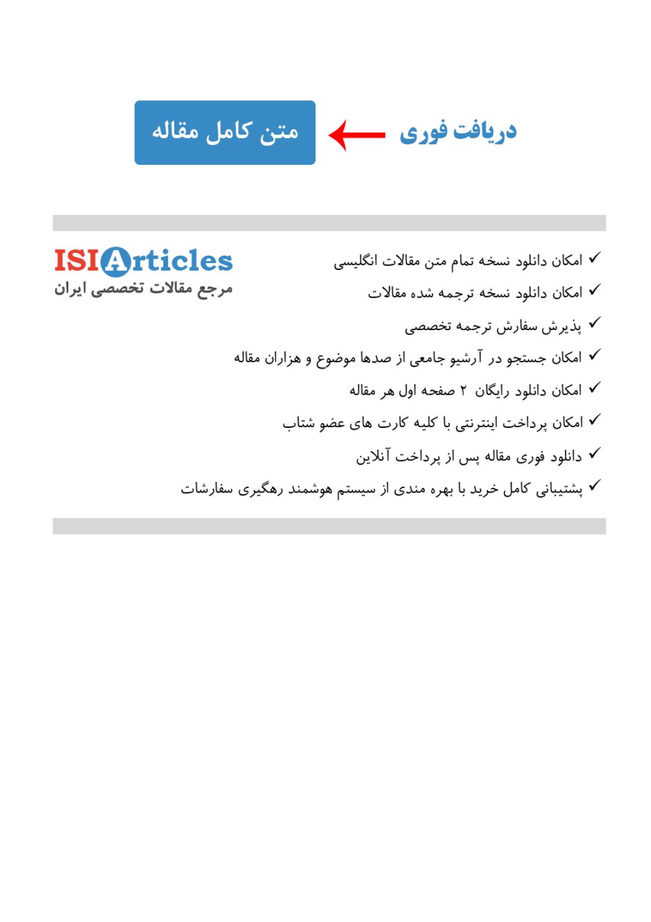دریافت فوری ← **متن کامل مقاله**

**ISIArticles**
مرجع مقالات تخصصی ایران

- ✓ امکان دانلود نسخه تمام متن مقالات انگلیسی
- ✓ امکان دانلود نسخه ترجمه شده مقالات
- ✓ پذیرش سفارش ترجمه تخصصی
- ✓ امکان جستجو در آرشیو جامعی از صدها موضوع و هزاران مقاله
- ✓ امکان دانلود رایگان ۲ صفحه اول هر مقاله
- ✓ امکان پرداخت اینترنتی با کلیه کارت های عضو شتاب
- ✓ دانلود فوری مقاله پس از پرداخت آنلاین
- ✓ پشتیبانی کامل خرید با بهره مندی از سیستم هوشمند رهگیری سفارشات